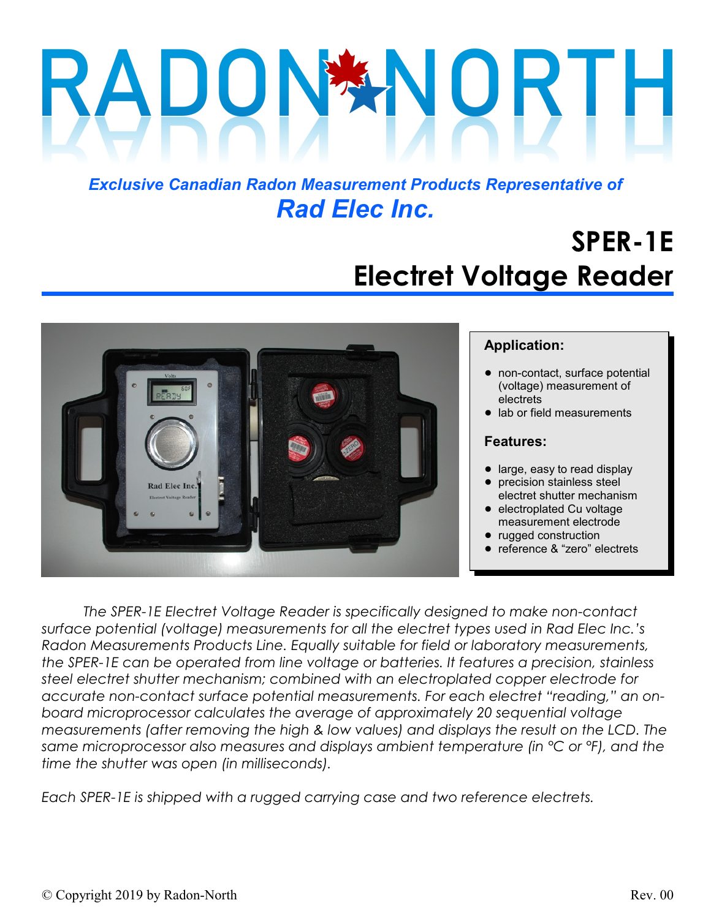# RADON NORTH

*Exclusive Canadian Radon Measurement Products Representative of*
***Rad Elec Inc.***

# SPER-1E
# Electret Voltage Reader

### Application:

- non-contact, surface potential (voltage) measurement of electrets
- lab or field measurements

### Features:

- large, easy to read display
- precision stainless steel electret shutter mechanism
- electroplated Cu voltage measurement electrode
- rugged construction
- reference & “zero” electrets

*The SPER-1E Electret Voltage Reader is specifically designed to make non-contact surface potential (voltage) measurements for all the electret types used in Rad Elec Inc.’s Radon Measurements Products Line. Equally suitable for field or laboratory measurements, the SPER-1E can be operated from line voltage or batteries. It features a precision, stainless steel electret shutter mechanism; combined with an electroplated copper electrode for accurate non-contact surface potential measurements. For each electret “reading,” an on-board microprocessor calculates the average of approximately 20 sequential voltage measurements (after removing the high & low values) and displays the result on the LCD. The same microprocessor also measures and displays ambient temperature (in °C or °F), and the time the shutter was open (in milliseconds).*

*Each SPER-1E is shipped with a rugged carrying case and two reference electrets.*

© Copyright 2019 by Radon-North — Rev. 00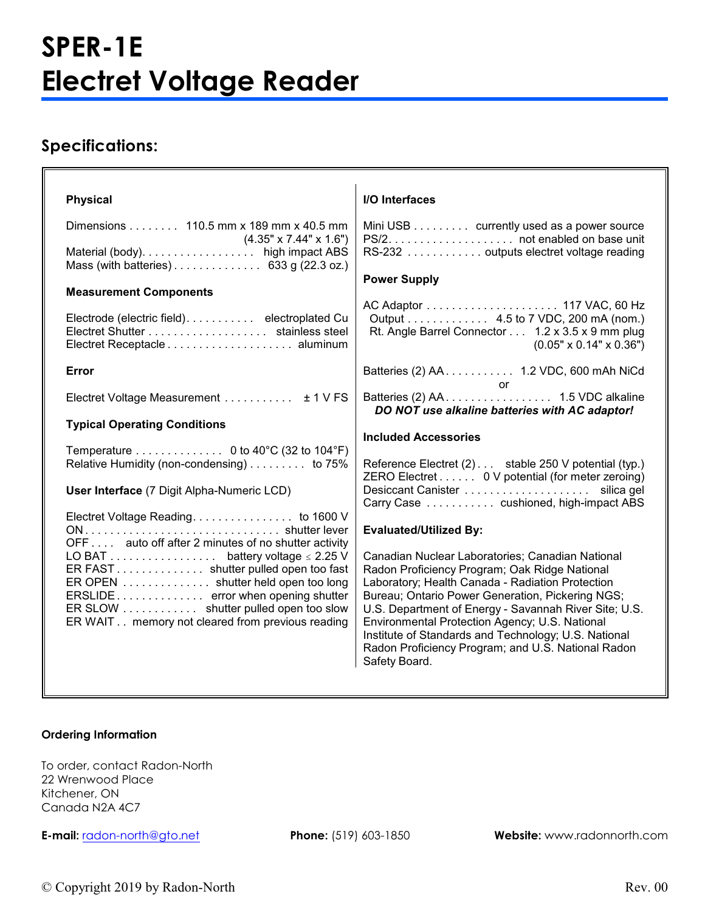# SPER-1E
# Electret Voltage Reader

## Specifications:

### Physical

| | |
|---|---|
| Dimensions | 110.5 mm x 189 mm x 40.5 mm (4.35" x 7.44" x 1.6") |
| Material (body) | high impact ABS |
| Mass (with batteries) | 633 g (22.3 oz.) |

### Measurement Components

| | |
|---|---|
| Electrode (electric field) | electroplated Cu |
| Electret Shutter | stainless steel |
| Electret Receptacle | aluminum |

### Error

| | |
|---|---|
| Electret Voltage Measurement | ± 1 V FS |

### Typical Operating Conditions

| | |
|---|---|
| Temperature | 0 to 40°C (32 to 104°F) |
| Relative Humidity (non-condensing) | to 75% |

### User Interface (7 Digit Alpha-Numeric LCD)

| | |
|---|---|
| Electret Voltage Reading | to 1600 V |
| ON | shutter lever |
| OFF | auto off after 2 minutes of no shutter activity |
| LO BAT | battery voltage ≤ 2.25 V |
| ER FAST | shutter pulled open too fast |
| ER OPEN | shutter held open too long |
| ERSLIDE | error when opening shutter |
| ER SLOW | shutter pulled open too slow |
| ER WAIT | memory not cleared from previous reading |

### I/O Interfaces

| | |
|---|---|
| Mini USB | currently used as a power source |
| PS/2 | not enabled on base unit |
| RS-232 | outputs electret voltage reading |

### Power Supply

| | |
|---|---|
| AC Adaptor | 117 VAC, 60 Hz |
| Output | 4.5 to 7 VDC, 200 mA (nom.) |
| Rt. Angle Barrel Connector | 1.2 x 3.5 x 9 mm plug (0.05" x 0.14" x 0.36") |

| | |
|---|---|
| Batteries (2) AA | 1.2 VDC, 600 mAh NiCd |

or

| | |
|---|---|
| Batteries (2) AA | 1.5 VDC alkaline |

***DO NOT use alkaline batteries with AC adaptor!***

### Included Accessories

| | |
|---|---|
| Reference Electret (2) | stable 250 V potential (typ.) |
| ZERO Electret | 0 V potential (for meter zeroing) |
| Desiccant Canister | silica gel |
| Carry Case | cushioned, high-impact ABS |

### Evaluated/Utilized By:

Canadian Nuclear Laboratories; Canadian National Radon Proficiency Program; Oak Ridge National Laboratory; Health Canada - Radiation Protection Bureau; Ontario Power Generation, Pickering NGS; U.S. Department of Energy - Savannah River Site; U.S. Environmental Protection Agency; U.S. National Institute of Standards and Technology; U.S. National Radon Proficiency Program; and U.S. National Radon Safety Board.

### Ordering Information

To order, contact Radon-North
22 Wrenwood Place
Kitchener, ON
Canada N2A 4C7

**E-mail:** radon-north@gto.net **Phone:** (519) 603-1850 **Website:** www.radonnorth.com

© Copyright 2019 by Radon-North Rev. 00